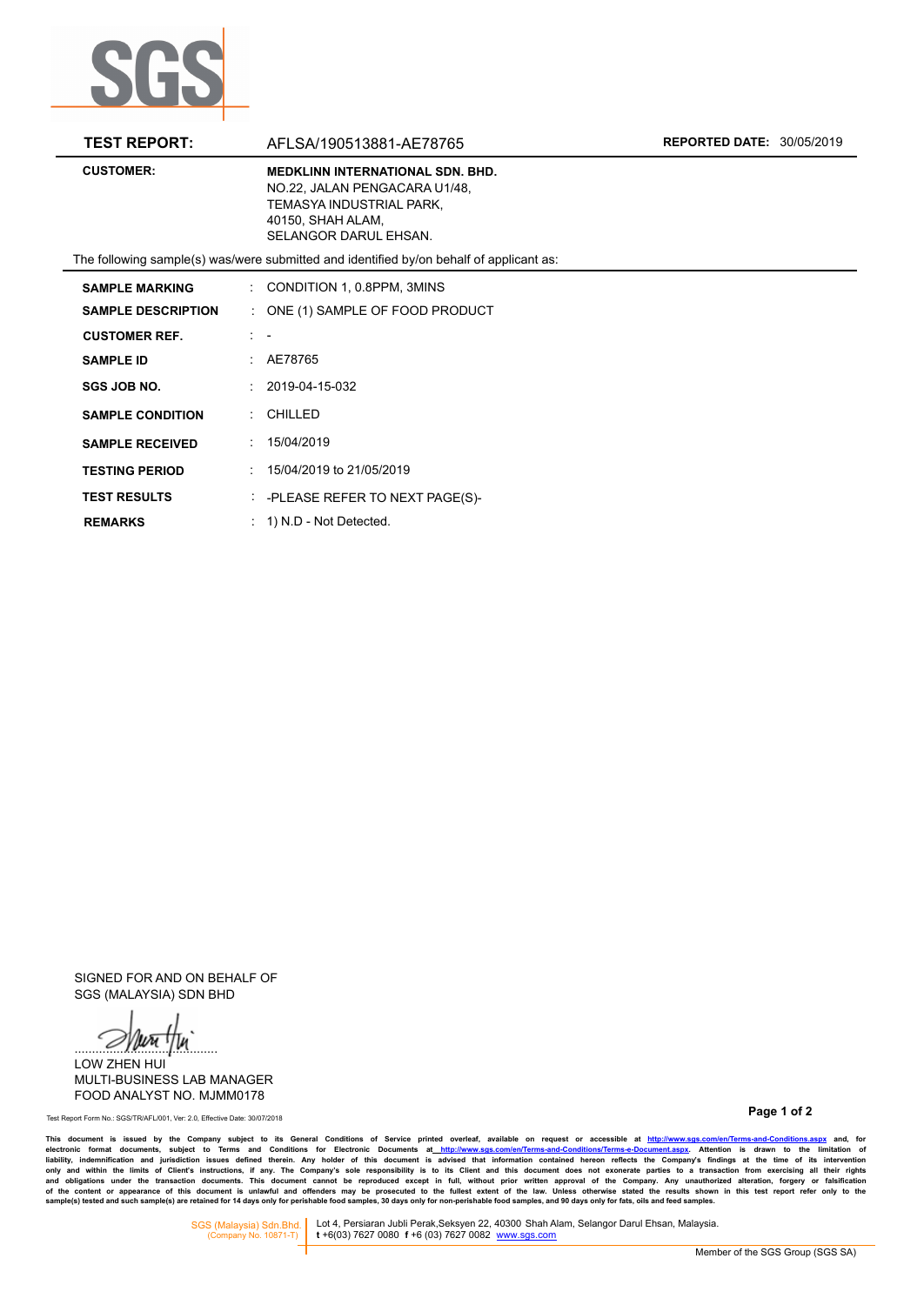**TEST REPORT:** AFLSA/190513881-AE78765 **REPORTED DATE:** 30/05/2019

| | |
|---|---|
| **CUSTOMER:** | **MEDKLINN INTERNATIONAL SDN. BHD.**<br>NO.22, JALAN PENGACARA U1/48,<br>TEMASYA INDUSTRIAL PARK,<br>40150, SHAH ALAM,<br>SELANGOR DARUL EHSAN. |

The following sample(s) was/were submitted and identified by/on behalf of applicant as:

| | | |
|---|---|---|
| **SAMPLE MARKING** | : | CONDITION 1, 0.8PPM, 3MINS |
| **SAMPLE DESCRIPTION** | : | ONE (1) SAMPLE OF FOOD PRODUCT |
| **CUSTOMER REF.** | : | - |
| **SAMPLE ID** | : | AE78765 |
| **SGS JOB NO.** | : | 2019-04-15-032 |
| **SAMPLE CONDITION** | : | CHILLED |
| **SAMPLE RECEIVED** | : | 15/04/2019 |
| **TESTING PERIOD** | : | 15/04/2019 to 21/05/2019 |
| **TEST RESULTS** | : | -PLEASE REFER TO NEXT PAGE(S)- |
| **REMARKS** | : | 1) N.D - Not Detected. |

SIGNED FOR AND ON BEHALF OF
SGS (MALAYSIA) SDN BHD

LOW ZHEN HUI
MULTI-BUSINESS LAB MANAGER
FOOD ANALYST NO. MJMM0178

Test Report Form No.: SGS/TR/AFL/001, Ver: 2.0, Effective Date: 30/07/2018

**This document is issued by the Company subject to its General Conditions of Service printed overleaf, available on request or accessible at http://www.sgs.com/en/Terms-and-Conditions.aspx and, for electronic format documents, subject to Terms and Conditions for Electronic Documents at http://www.sgs.com/en/Terms-and-Conditions/Terms-e-Document.aspx. Attention is drawn to the limitation of liability, indemnification and jurisdiction issues defined therein. Any holder of this document is advised that information contained hereon reflects the Company's findings at the time of its intervention only and within the limits of Client's instructions, if any. The Company's sole responsibility is to its Client and this document does not exonerate parties to a transaction from exercising all their rights and obligations under the transaction documents. This document cannot be reproduced except in full, without prior written approval of the Company. Any unauthorized alteration, forgery or falsification of the content or appearance of this document is unlawful and offenders may be prosecuted to the fullest extent of the law. Unless otherwise stated the results shown in this test report refer only to the sample(s) tested and such sample(s) are retained for 14 days only for perishable food samples, 30 days only for non-perishable food samples, and 90 days only for fats, oils and feed samples.**

SGS (Malaysia) Sdn.Bhd. (Company No. 10871-T) | Lot 4, Persiaran Jubli Perak,Seksyen 22, 40300 Shah Alam, Selangor Darul Ehsan, Malaysia. t +6(03) 7627 0080 f +6 (03) 7627 0082 www.sgs.com

Member of the SGS Group (SGS SA)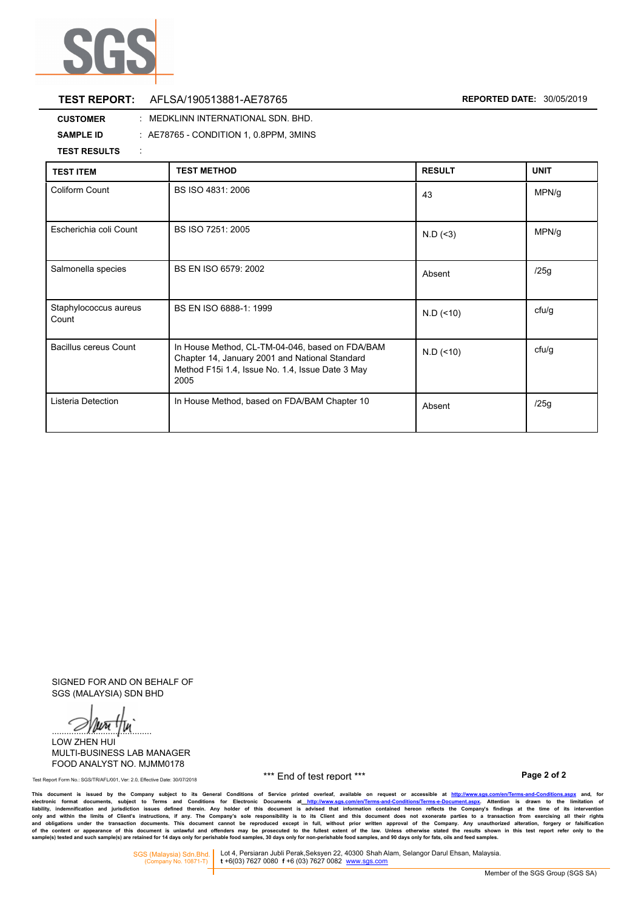**TEST REPORT:** AFLSA/190513881-AE78765 **REPORTED DATE:** 30/05/2019

**CUSTOMER** : MEDKLINN INTERNATIONAL SDN. BHD.

**SAMPLE ID** : AE78765 - CONDITION 1, 0.8PPM, 3MINS

**TEST RESULTS** :

| TEST ITEM | TEST METHOD | RESULT | UNIT |
|---|---|---|---|
| Coliform Count | BS ISO 4831: 2006 | 43 | MPN/g |
| Escherichia coli Count | BS ISO 7251: 2005 | N.D (<3) | MPN/g |
| Salmonella species | BS EN ISO 6579: 2002 | Absent | /25g |
| Staphylococcus aureus Count | BS EN ISO 6888-1: 1999 | N.D (<10) | cfu/g |
| Bacillus cereus Count | In House Method, CL-TM-04-046, based on FDA/BAM Chapter 14, January 2001 and National Standard Method F15i 1.4, Issue No. 1.4, Issue Date 3 May 2005 | N.D (<10) | cfu/g |
| Listeria Detection | In House Method, based on FDA/BAM Chapter 10 | Absent | /25g |

SIGNED FOR AND ON BEHALF OF
SGS (MALAYSIA) SDN BHD

LOW ZHEN HUI
MULTI-BUSINESS LAB MANAGER
FOOD ANALYST NO. MJMM0178

Test Report Form No.: SGS/TR/AFL/001, Ver: 2.0, Effective Date: 30/07/2018

*** End of test report ***

**This document is issued by the Company subject to its General Conditions of Service printed overleaf, available on request or accessible at http://www.sgs.com/en/Terms-and-Conditions.aspx and, for electronic format documents, subject to Terms and Conditions for Electronic Documents at http://www.sgs.com/en/Terms-and-Conditions/Terms-e-Document.aspx. Attention is drawn to the limitation of liability, indemnification and jurisdiction issues defined therein. Any holder of this document is advised that information contained hereon reflects the Company's findings at the time of its intervention only and within the limits of Client's instructions, if any. The Company's sole responsibility is to its Client and this document does not exonerate parties to a transaction from exercising all their rights and obligations under the transaction documents. This document cannot be reproduced except in full, without prior written approval of the Company. Any unauthorized alteration, forgery or falsification of the content or appearance of this document is unlawful and offenders may be prosecuted to the fullest extent of the law. Unless otherwise stated the results shown in this test report refer only to the sample(s) tested and such sample(s) are retained for 14 days only for perishable food samples, 30 days only for non-perishable food samples, and 90 days only for fats, oils and feed samples.**

SGS (Malaysia) Sdn.Bhd. (Company No. 10871-T) | Lot 4, Persiaran Jubli Perak,Seksyen 22, 40300 Shah Alam, Selangor Darul Ehsan, Malaysia. **t** +6(03) 7627 0080 **f** +6 (03) 7627 0082 www.sgs.com

Member of the SGS Group (SGS SA)